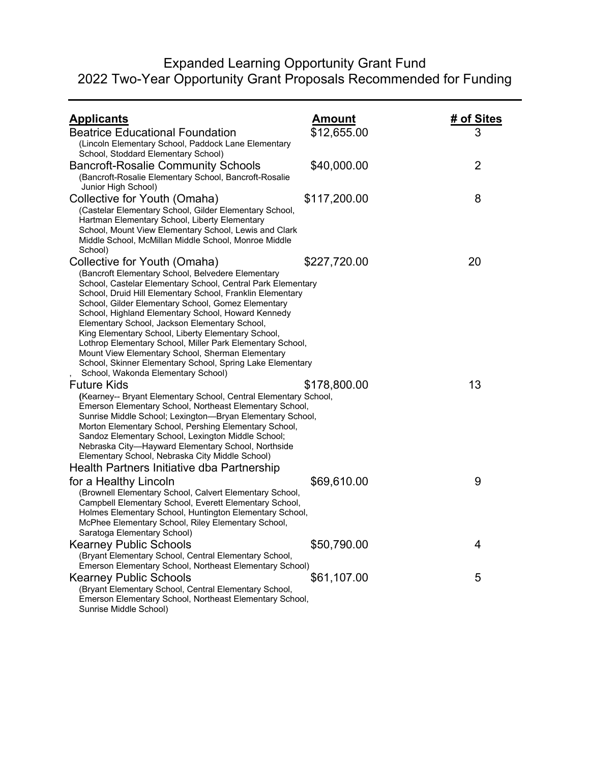# Expanded Learning Opportunity Grant Fund
## 2022 Two-Year Opportunity Grant Proposals Recommended for Funding

| Applicants | Amount | # of Sites |
|---|---|---|
| Beatrice Educational Foundation (Lincoln Elementary School, Paddock Lane Elementary School, Stoddard Elementary School) | $12,655.00 | 3 |
| Bancroft-Rosalie Community Schools (Bancroft-Rosalie Elementary School, Bancroft-Rosalie Junior High School) | $40,000.00 | 2 |
| Collective for Youth (Omaha) (Castelar Elementary School, Gilder Elementary School, Hartman Elementary School, Liberty Elementary School, Mount View Elementary School, Lewis and Clark Middle School, McMillan Middle School, Monroe Middle School) | $117,200.00 | 8 |
| Collective for Youth (Omaha) (Bancroft Elementary School, Belvedere Elementary School, Castelar Elementary School, Central Park Elementary School, Druid Hill Elementary School, Franklin Elementary School, Gilder Elementary School, Gomez Elementary School, Highland Elementary School, Howard Kennedy Elementary School, Jackson Elementary School, King Elementary School, Liberty Elementary School, Lothrop Elementary School, Miller Park Elementary School, Mount View Elementary School, Sherman Elementary School, Skinner Elementary School, Spring Lake Elementary School, Wakonda Elementary School) | $227,720.00 | 20 |
| Future Kids (Kearney-- Bryant Elementary School, Central Elementary School, Emerson Elementary School, Northeast Elementary School, Sunrise Middle School; Lexington—Bryan Elementary School, Morton Elementary School, Pershing Elementary School, Sandoz Elementary School, Lexington Middle School; Nebraska City—Hayward Elementary School, Northside Elementary School, Nebraska City Middle School) | $178,800.00 | 13 |
| Health Partners Initiative dba Partnership for a Healthy Lincoln (Brownell Elementary School, Calvert Elementary School, Campbell Elementary School, Everett Elementary School, Holmes Elementary School, Huntington Elementary School, McPhee Elementary School, Riley Elementary School, Saratoga Elementary School) | $69,610.00 | 9 |
| Kearney Public Schools (Bryant Elementary School, Central Elementary School, Emerson Elementary School, Northeast Elementary School) | $50,790.00 | 4 |
| Kearney Public Schools (Bryant Elementary School, Central Elementary School, Emerson Elementary School, Northeast Elementary School, Sunrise Middle School) | $61,107.00 | 5 |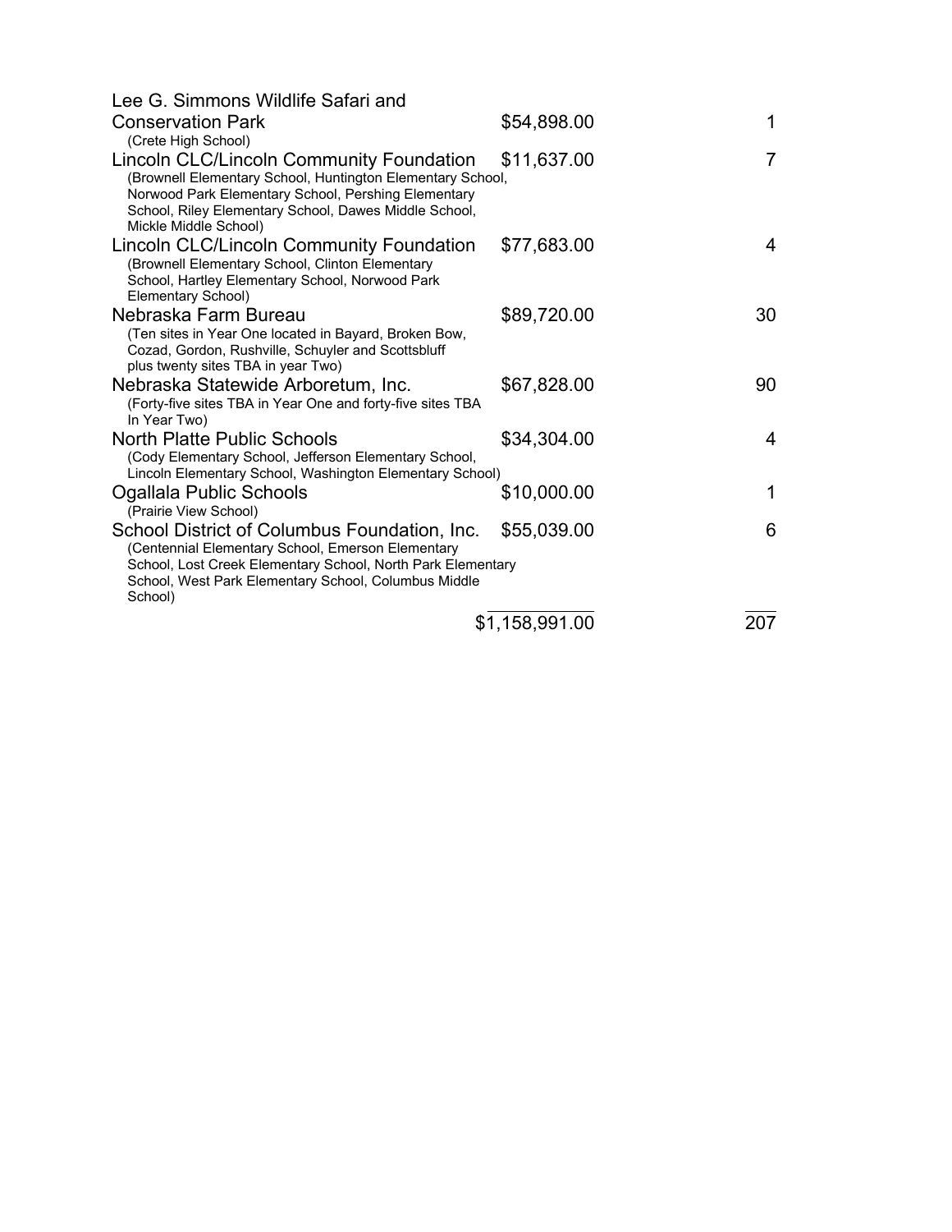| | | |
|---|---|---|
| Lee G. Simmons Wildlife Safari and Conservation Park<br>(Crete High School) | $54,898.00 | 1 |
| Lincoln CLC/Lincoln Community Foundation<br>(Brownell Elementary School, Huntington Elementary School, Norwood Park Elementary School, Pershing Elementary School, Riley Elementary School, Dawes Middle School, Mickle Middle School) | $11,637.00 | 7 |
| Lincoln CLC/Lincoln Community Foundation<br>(Brownell Elementary School, Clinton Elementary School, Hartley Elementary School, Norwood Park Elementary School) | $77,683.00 | 4 |
| Nebraska Farm Bureau<br>(Ten sites in Year One located in Bayard, Broken Bow, Cozad, Gordon, Rushville, Schuyler and Scottsbluff plus twenty sites TBA in year Two) | $89,720.00 | 30 |
| Nebraska Statewide Arboretum, Inc.<br>(Forty-five sites TBA in Year One and forty-five sites TBA In Year Two) | $67,828.00 | 90 |
| North Platte Public Schools<br>(Cody Elementary School, Jefferson Elementary School, Lincoln Elementary School, Washington Elementary School) | $34,304.00 | 4 |
| Ogallala Public Schools<br>(Prairie View School) | $10,000.00 | 1 |
| School District of Columbus Foundation, Inc.<br>(Centennial Elementary School, Emerson Elementary School, Lost Creek Elementary School, North Park Elementary School, West Park Elementary School, Columbus Middle School) | $55,039.00 | 6 |
| | $1,158,991.00 | 207 |